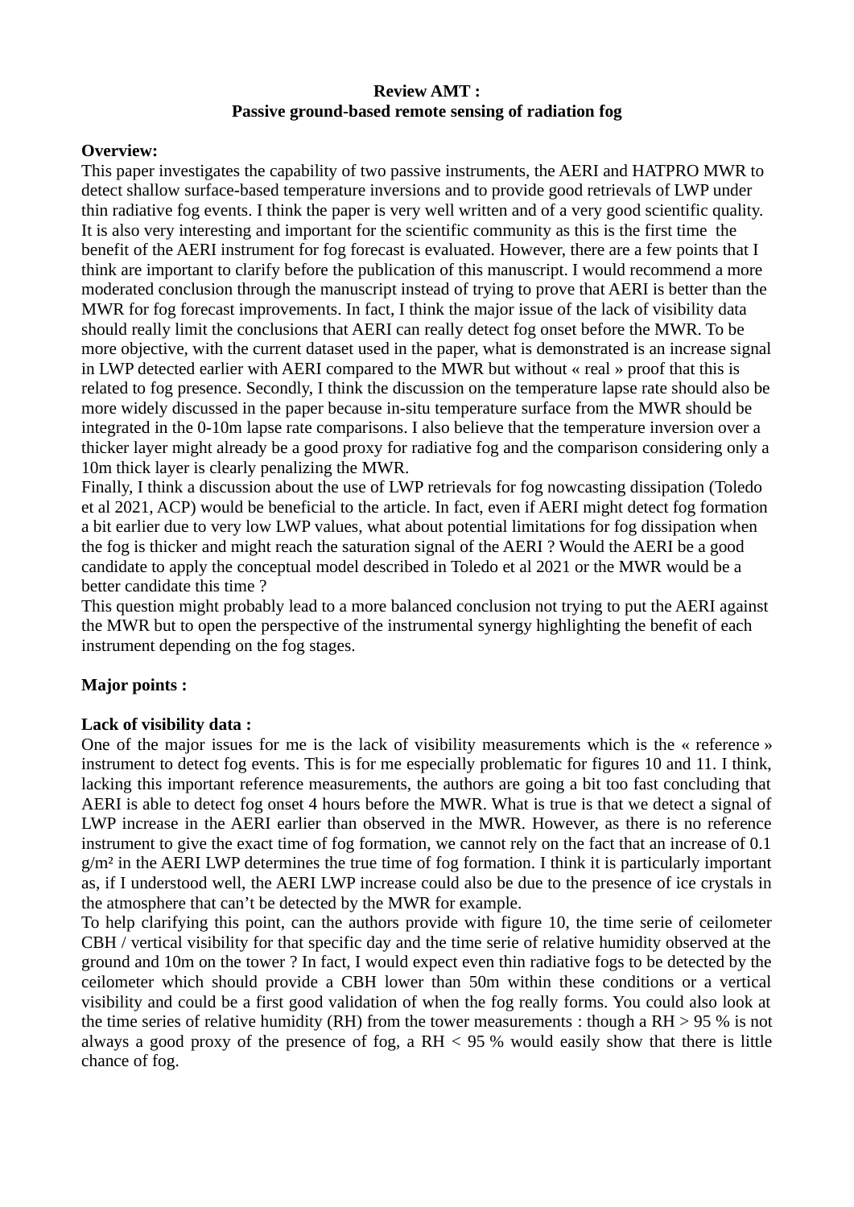**Review AMT :**
**Passive ground-based remote sensing of radiation fog**

**Overview:**

This paper investigates the capability of two passive instruments, the AERI and HATPRO MWR to detect shallow surface-based temperature inversions and to provide good retrievals of LWP under thin radiative fog events. I think the paper is very well written and of a very good scientific quality. It is also very interesting and important for the scientific community as this is the first time the benefit of the AERI instrument for fog forecast is evaluated. However, there are a few points that I think are important to clarify before the publication of this manuscript. I would recommend a more moderated conclusion through the manuscript instead of trying to prove that AERI is better than the MWR for fog forecast improvements. In fact, I think the major issue of the lack of visibility data should really limit the conclusions that AERI can really detect fog onset before the MWR. To be more objective, with the current dataset used in the paper, what is demonstrated is an increase signal in LWP detected earlier with AERI compared to the MWR but without « real » proof that this is related to fog presence. Secondly, I think the discussion on the temperature lapse rate should also be more widely discussed in the paper because in-situ temperature surface from the MWR should be integrated in the 0-10m lapse rate comparisons. I also believe that the temperature inversion over a thicker layer might already be a good proxy for radiative fog and the comparison considering only a 10m thick layer is clearly penalizing the MWR.

Finally, I think a discussion about the use of LWP retrievals for fog nowcasting dissipation (Toledo et al 2021, ACP) would be beneficial to the article. In fact, even if AERI might detect fog formation a bit earlier due to very low LWP values, what about potential limitations for fog dissipation when the fog is thicker and might reach the saturation signal of the AERI ? Would the AERI be a good candidate to apply the conceptual model described in Toledo et al 2021 or the MWR would be a better candidate this time ?

This question might probably lead to a more balanced conclusion not trying to put the AERI against the MWR but to open the perspective of the instrumental synergy highlighting the benefit of each instrument depending on the fog stages.

**Major points :**

**Lack of visibility data :**

One of the major issues for me is the lack of visibility measurements which is the « reference » instrument to detect fog events. This is for me especially problematic for figures 10 and 11. I think, lacking this important reference measurements, the authors are going a bit too fast concluding that AERI is able to detect fog onset 4 hours before the MWR. What is true is that we detect a signal of LWP increase in the AERI earlier than observed in the MWR. However, as there is no reference instrument to give the exact time of fog formation, we cannot rely on the fact that an increase of 0.1 g/m² in the AERI LWP determines the true time of fog formation. I think it is particularly important as, if I understood well, the AERI LWP increase could also be due to the presence of ice crystals in the atmosphere that can't be detected by the MWR for example.

To help clarifying this point, can the authors provide with figure 10, the time serie of ceilometer CBH / vertical visibility for that specific day and the time serie of relative humidity observed at the ground and 10m on the tower ? In fact, I would expect even thin radiative fogs to be detected by the ceilometer which should provide a CBH lower than 50m within these conditions or a vertical visibility and could be a first good validation of when the fog really forms. You could also look at the time series of relative humidity (RH) from the tower measurements : though a RH > 95 % is not always a good proxy of the presence of fog, a RH < 95 % would easily show that there is little chance of fog.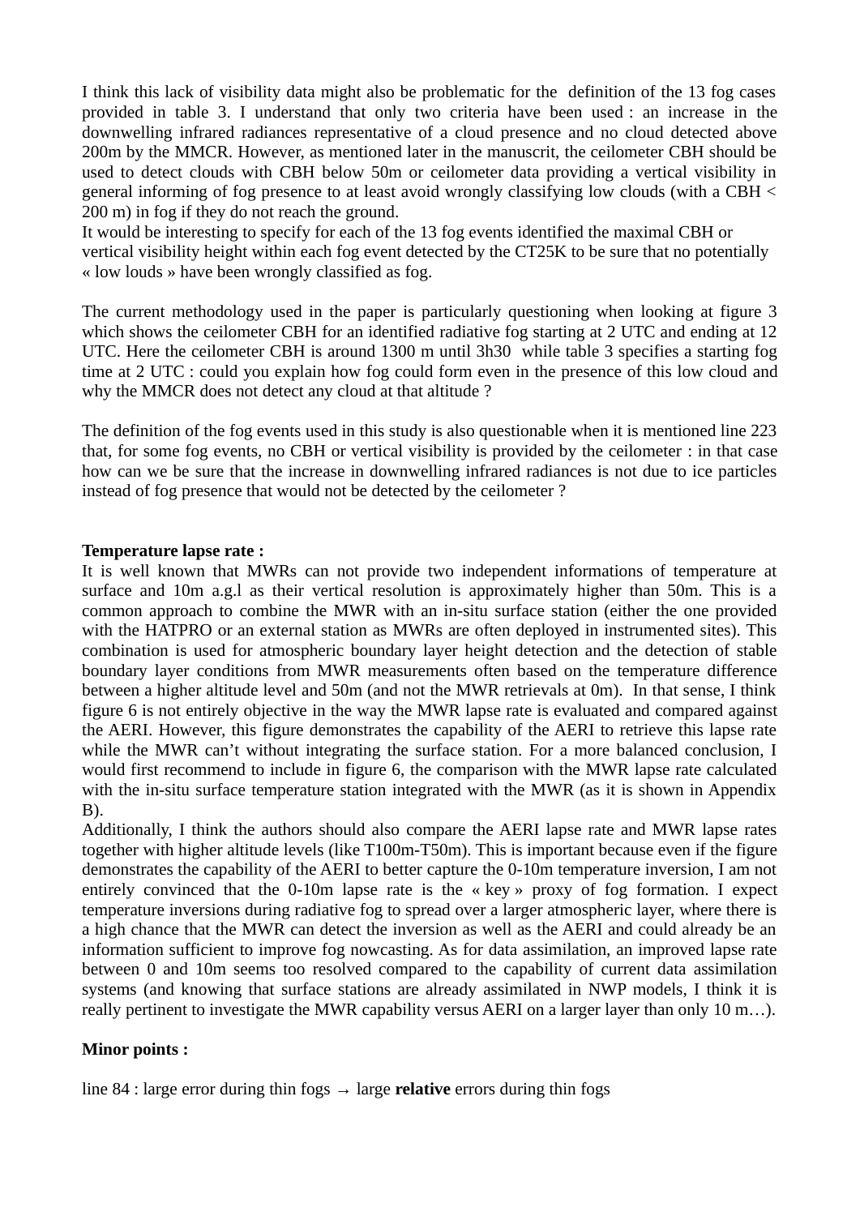I think this lack of visibility data might also be problematic for the definition of the 13 fog cases provided in table 3. I understand that only two criteria have been used : an increase in the downwelling infrared radiances representative of a cloud presence and no cloud detected above 200m by the MMCR. However, as mentioned later in the manuscrit, the ceilometer CBH should be used to detect clouds with CBH below 50m or ceilometer data providing a vertical visibility in general informing of fog presence to at least avoid wrongly classifying low clouds (with a CBH < 200 m) in fog if they do not reach the ground.
It would be interesting to specify for each of the 13 fog events identified the maximal CBH or vertical visibility height within each fog event detected by the CT25K to be sure that no potentially « low louds » have been wrongly classified as fog.

The current methodology used in the paper is particularly questioning when looking at figure 3 which shows the ceilometer CBH for an identified radiative fog starting at 2 UTC and ending at 12 UTC. Here the ceilometer CBH is around 1300 m until 3h30 while table 3 specifies a starting fog time at 2 UTC : could you explain how fog could form even in the presence of this low cloud and why the MMCR does not detect any cloud at that altitude ?

The definition of the fog events used in this study is also questionable when it is mentioned line 223 that, for some fog events, no CBH or vertical visibility is provided by the ceilometer : in that case how can we be sure that the increase in downwelling infrared radiances is not due to ice particles instead of fog presence that would not be detected by the ceilometer ?

**Temperature lapse rate :**
It is well known that MWRs can not provide two independent informations of temperature at surface and 10m a.g.l as their vertical resolution is approximately higher than 50m. This is a common approach to combine the MWR with an in-situ surface station (either the one provided with the HATPRO or an external station as MWRs are often deployed in instrumented sites). This combination is used for atmospheric boundary layer height detection and the detection of stable boundary layer conditions from MWR measurements often based on the temperature difference between a higher altitude level and 50m (and not the MWR retrievals at 0m). In that sense, I think figure 6 is not entirely objective in the way the MWR lapse rate is evaluated and compared against the AERI. However, this figure demonstrates the capability of the AERI to retrieve this lapse rate while the MWR can't without integrating the surface station. For a more balanced conclusion, I would first recommend to include in figure 6, the comparison with the MWR lapse rate calculated with the in-situ surface temperature station integrated with the MWR (as it is shown in Appendix B).
Additionally, I think the authors should also compare the AERI lapse rate and MWR lapse rates together with higher altitude levels (like T100m-T50m). This is important because even if the figure demonstrates the capability of the AERI to better capture the 0-10m temperature inversion, I am not entirely convinced that the 0-10m lapse rate is the « key » proxy of fog formation. I expect temperature inversions during radiative fog to spread over a larger atmospheric layer, where there is a high chance that the MWR can detect the inversion as well as the AERI and could already be an information sufficient to improve fog nowcasting. As for data assimilation, an improved lapse rate between 0 and 10m seems too resolved compared to the capability of current data assimilation systems (and knowing that surface stations are already assimilated in NWP models, I think it is really pertinent to investigate the MWR capability versus AERI on a larger layer than only 10 m…).

**Minor points :**

line 84 : large error during thin fogs → large **relative** errors during thin fogs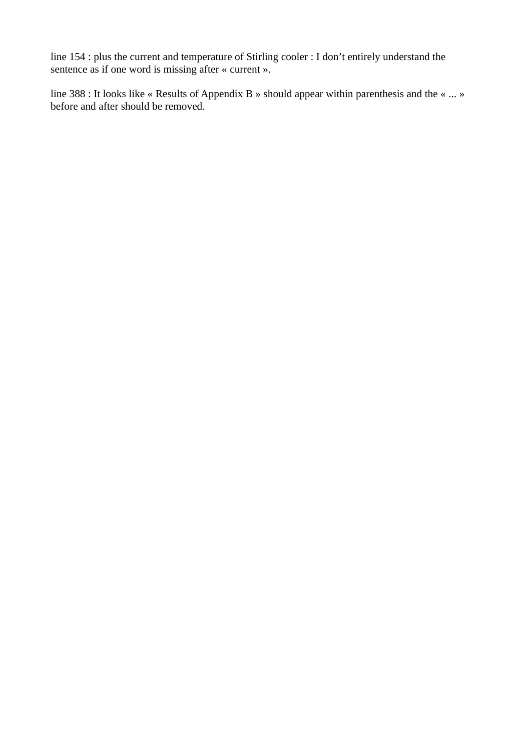line 154 : plus the current and temperature of Stirling cooler : I don't entirely understand the sentence as if one word is missing after « current ».

line 388 : It looks like « Results of Appendix B » should appear within parenthesis and the « ... » before and after should be removed.